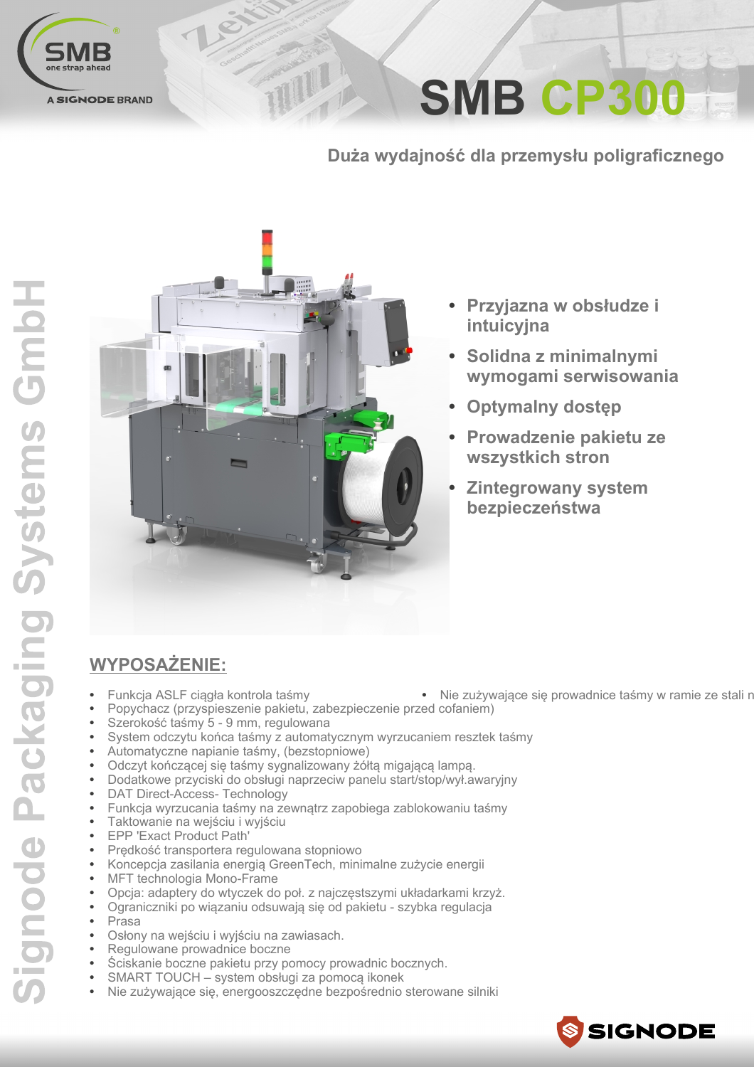# SMB CP300

## Duża wydajność dla przemysłu poligraficznego

- **Przyjazna w obsłudze i intuicyjna**
- **Solidna z minimalnymi wymogami serwisowania**
- **Optymalny dostęp**
- **Prowadzenie pakietu ze wszystkich stron**
- **Zintegrowany system bezpieczeństwa**

## WYPOSAŻENIE:

- Funkcja ASLF ciągła kontrola taśmy
- Popychacz (przyspieszenie pakietu, zabezpieczenie przed cofaniem)
- Szerokość taśmy 5 - 9 mm, regulowana
- System odczytu końca taśmy z automatycznym wyrzucaniem resztek taśmy
- Automatyczne napianie taśmy, (bezstopniowe)
- Odczyt kończącej się taśmy sygnalizowany żółtą migającą lampą.
- Dodatkowe przyciski do obsługi naprzeciw panelu start/stop/wył.awaryjny
- DAT Direct-Access- Technology
- Funkcja wyrzucania taśmy na zewnątrz zapobiega zablokowaniu taśmy
- Taktowanie na wejściu i wyjściu
- EPP 'Exact Product Path'
- Prędkość transportera regulowana stopniowo
- Koncepcja zasilania energią GreenTech, minimalne zużycie energii
- MFT technologia Mono-Frame
- Opcja: adaptery do wtyczek do poł. z najczęstszymi układarkami krzyż.
- Ograniczniki po wiązaniu odsuwają się od pakietu - szybka regulacja
- Prasa
- Osłony na wejściu i wyjściu na zawiasach.
- Regulowane prowadnice boczne
- Ściskanie boczne pakietu przy pomocy prowadnic bocznych.
- SMART TOUCH – system obsługi za pomocą ikonek
- Nie zużywające się, energooszczędne bezpośrednio sterowane silniki
- Nie zużywające się prowadnice taśmy w ramie ze stali n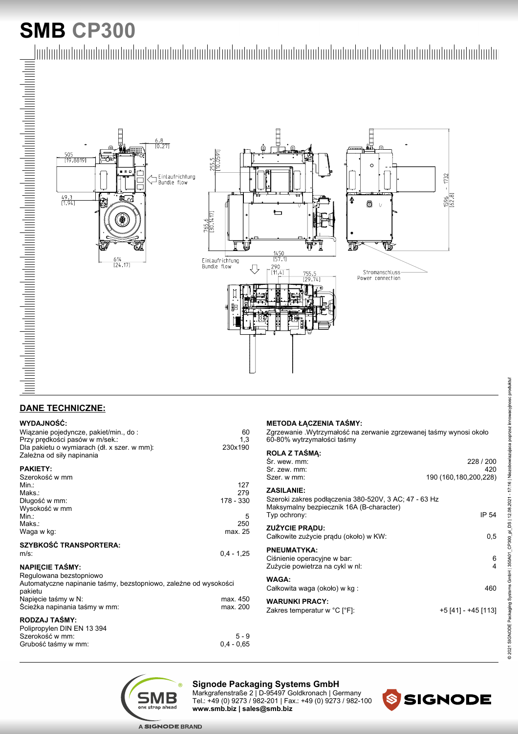# SMB CP300

505
[19,8819]

6,8
[0,27]

Einlaufrichtung
Bundle flow

49,3
[1,94]

614
[24,17]

255,5
[10,0591]

765,6
[30,1417]

1450
[57,1]

Einlaufrichtung
Bundle flow

290
[11,4]

755,5
[29,74]

Stromanschluss
Power connection

1732

1596
[62,8]

## DANE TECHNICZNE:

### WYDAJNOŚĆ:

| | |
|---|---|
| Wiązanie pojedyncze, pakiet/min., do : | 60 |
| Przy prędkości pasów w m/sek.: | 1,3 |
| Dla pakietu o wymiarach (dł. x szer. w mm): | 230x190 |
| Zależna od siły napinania | |

### PAKIETY:

| | |
|---|---|
| Szerokość w mm | |
| Min.: | 127 |
| Maks.: | 279 |
| Długość w mm: | 178 - 330 |
| Wysokość w mm | |
| Min.: | 5 |
| Maks.: | 250 |
| Waga w kg: | max. 25 |

### SZYBKOŚĆ TRANSPORTERA:

| | |
|---|---|
| m/s: | 0,4 - 1,25 |

### NAPIĘCIE TAŚMY:

Regulowana bezstopniowo
Automatyczne napinanie taśmy, bezstopniowo, zależne od wysokości pakietu

| | |
|---|---|
| Napięcie taśmy w N: | max. 450 |
| Ścieżka napinania taśmy w mm: | max. 200 |

### RODZAJ TAŚMY:

Polipropylen DIN EN 13 394

| | |
|---|---|
| Szerokość w mm: | 5 - 9 |
| Grubość taśmy w mm: | 0,4 - 0,65 |

### METODA ŁĄCZENIA TAŚMY:

Zgrzewanie .Wytrzymałość na zerwanie zgrzewanej taśmy wynosi około 60-80% wytrzymałości taśmy

### ROLA Z TAŚMĄ:

| | |
|---|---|
| Śr. wew. mm: | 228 / 200 |
| Sr. zew. mm: | 420 |
| Szer. w mm: | 190 (160,180,200,228) |

### ZASILANIE:

Szeroki zakres podłączenia 380-520V, 3 AC; 47 - 63 Hz
Maksymalny bezpiecznik 16A (B-character)

| | |
|---|---|
| Typ ochrony: | IP 54 |

### ZUŻYCIE PRĄDU:

| | |
|---|---|
| Całkowite zużycie prądu (około) w KW: | 0,5 |

### PNEUMATYKA:

| | |
|---|---|
| Ciśnienie operacyjne w bar: | 6 |
| Zużycie powietrza na cykl w nl: | 4 |

### WAGA:

| | |
|---|---|
| Całkowita waga (około) w kg : | 460 |

### WARUNKI PRACY:

| | |
|---|---|
| Zakres temperatur w °C [°F]: | +5 [41] - +45 [113] |

© 2021 SIGNODE Packaging Systems GmbH | 350A01_CP300_pl_DS | 12.08.2021 - 17:16 | Niezobowiązująca poprzez innowacyjność produktu!

SMB one strap ahead

A SIGNODE BRAND

**Signode Packaging Systems GmbH**
Markgrafenstraße 2 | D-95497 Goldkronach | Germany
Tel.: +49 (0) 9273 / 982-201 | Fax.: +49 (0) 9273 / 982-100
**www.smb.biz | sales@smb.biz**

SIGNODE